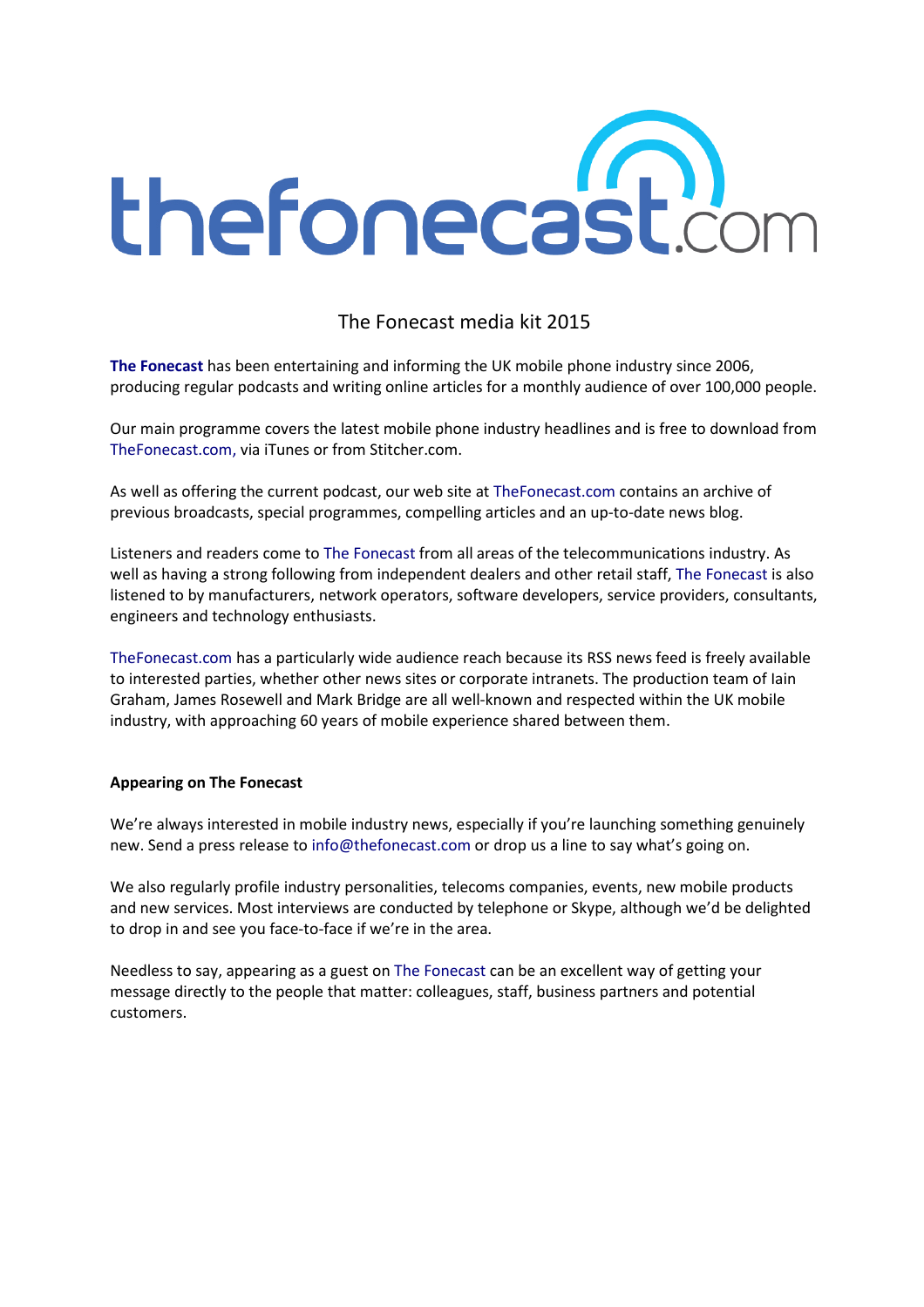thefonecast.com

# The Fonecast media kit 2015

**The Fonecast** has been entertaining and informing the UK mobile phone industry since 2006, producing regular podcasts and writing online articles for a monthly audience of over 100,000 people.

Our main programme covers the latest mobile phone industry headlines and is free to download from TheFonecast.com, via iTunes or from Stitcher.com.

As well as offering the current podcast, our web site at TheFonecast.com contains an archive of previous broadcasts, special programmes, compelling articles and an up-to-date news blog.

Listeners and readers come to The Fonecast from all areas of the telecommunications industry. As well as having a strong following from independent dealers and other retail staff, The Fonecast is also listened to by manufacturers, network operators, software developers, service providers, consultants, engineers and technology enthusiasts.

TheFonecast.com has a particularly wide audience reach because its RSS news feed is freely available to interested parties, whether other news sites or corporate intranets. The production team of Iain Graham, James Rosewell and Mark Bridge are all well-known and respected within the UK mobile industry, with approaching 60 years of mobile experience shared between them.

**Appearing on The Fonecast**

We're always interested in mobile industry news, especially if you're launching something genuinely new. Send a press release to info@thefonecast.com or drop us a line to say what's going on.

We also regularly profile industry personalities, telecoms companies, events, new mobile products and new services. Most interviews are conducted by telephone or Skype, although we'd be delighted to drop in and see you face-to-face if we're in the area.

Needless to say, appearing as a guest on The Fonecast can be an excellent way of getting your message directly to the people that matter: colleagues, staff, business partners and potential customers.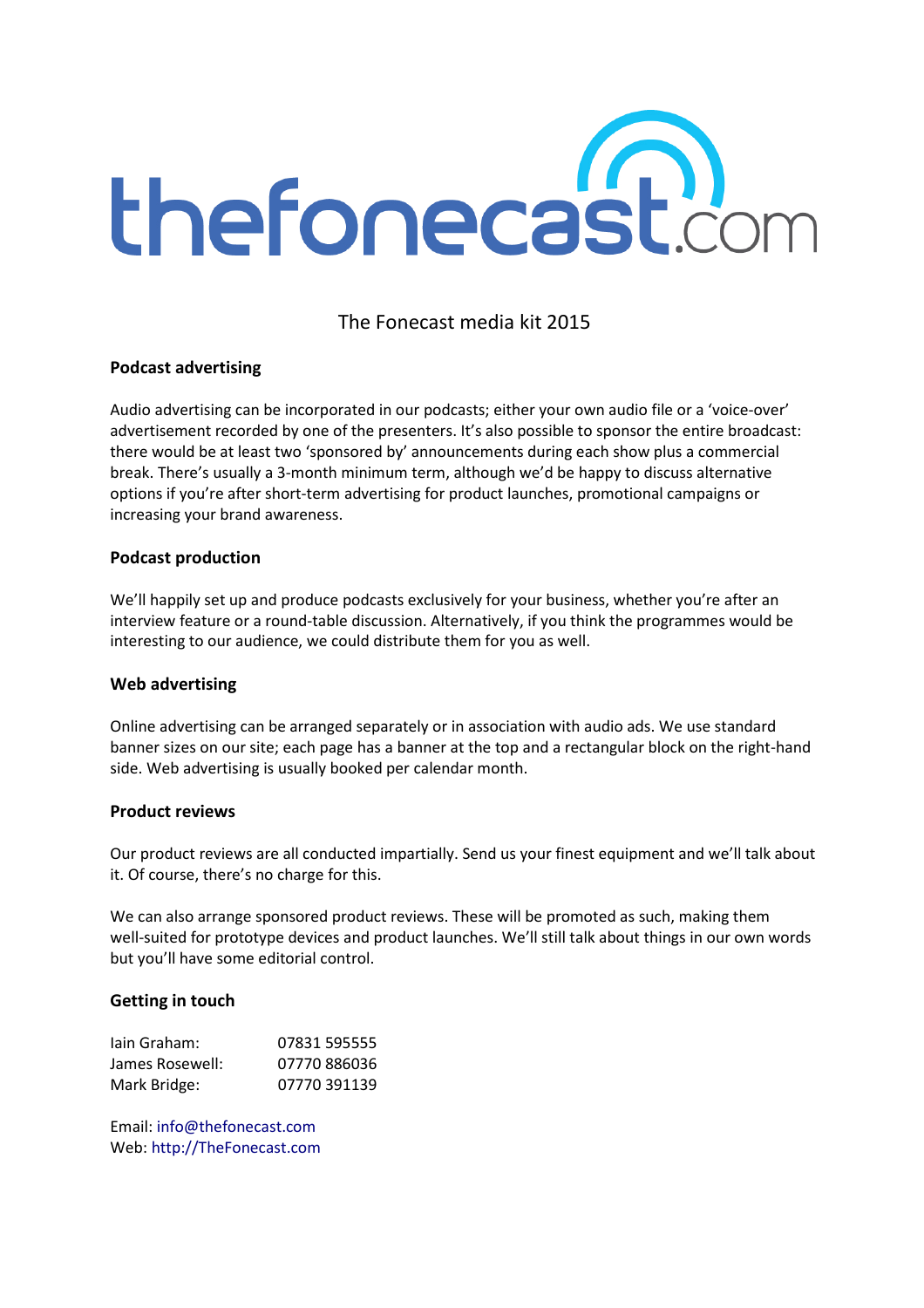# thefonecast.com

The Fonecast media kit 2015

**Podcast advertising**

Audio advertising can be incorporated in our podcasts; either your own audio file or a 'voice-over' advertisement recorded by one of the presenters. It's also possible to sponsor the entire broadcast: there would be at least two 'sponsored by' announcements during each show plus a commercial break. There's usually a 3-month minimum term, although we'd be happy to discuss alternative options if you're after short-term advertising for product launches, promotional campaigns or increasing your brand awareness.

**Podcast production**

We'll happily set up and produce podcasts exclusively for your business, whether you're after an interview feature or a round-table discussion. Alternatively, if you think the programmes would be interesting to our audience, we could distribute them for you as well.

**Web advertising**

Online advertising can be arranged separately or in association with audio ads. We use standard banner sizes on our site; each page has a banner at the top and a rectangular block on the right-hand side. Web advertising is usually booked per calendar month.

**Product reviews**

Our product reviews are all conducted impartially. Send us your finest equipment and we'll talk about it. Of course, there's no charge for this.

We can also arrange sponsored product reviews. These will be promoted as such, making them well-suited for prototype devices and product launches. We'll still talk about things in our own words but you'll have some editorial control.

**Getting in touch**

Iain Graham: 07831 595555
James Rosewell: 07770 886036
Mark Bridge: 07770 391139

Email: info@thefonecast.com
Web: http://TheFonecast.com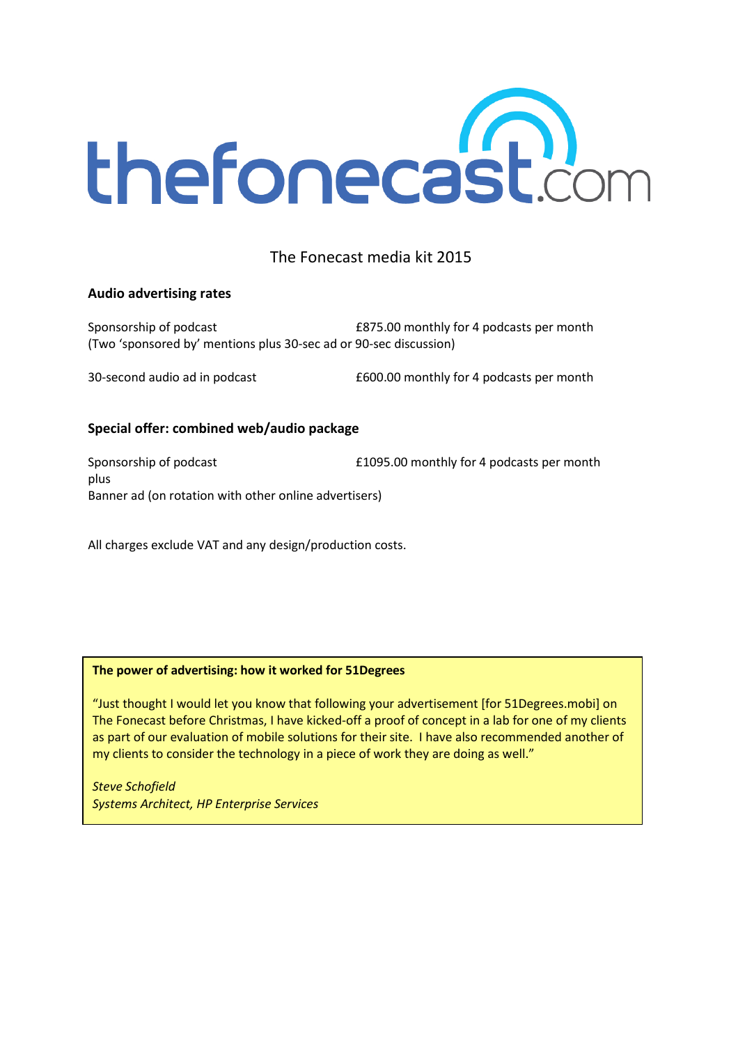thefonecast.com

The Fonecast media kit 2015

**Audio advertising rates**

| | |
|---|---|
| Sponsorship of podcast<br>(Two 'sponsored by' mentions plus 30-sec ad or 90-sec discussion) | £875.00 monthly for 4 podcasts per month |
| 30-second audio ad in podcast | £600.00 monthly for 4 podcasts per month |

**Special offer: combined web/audio package**

| | |
|---|---|
| Sponsorship of podcast<br>plus<br>Banner ad (on rotation with other online advertisers) | £1095.00 monthly for 4 podcasts per month |

All charges exclude VAT and any design/production costs.

**The power of advertising: how it worked for 51Degrees**

"Just thought I would let you know that following your advertisement [for 51Degrees.mobi] on The Fonecast before Christmas, I have kicked-off a proof of concept in a lab for one of my clients as part of our evaluation of mobile solutions for their site. I have also recommended another of my clients to consider the technology in a piece of work they are doing as well."

*Steve Schofield*
*Systems Architect, HP Enterprise Services*